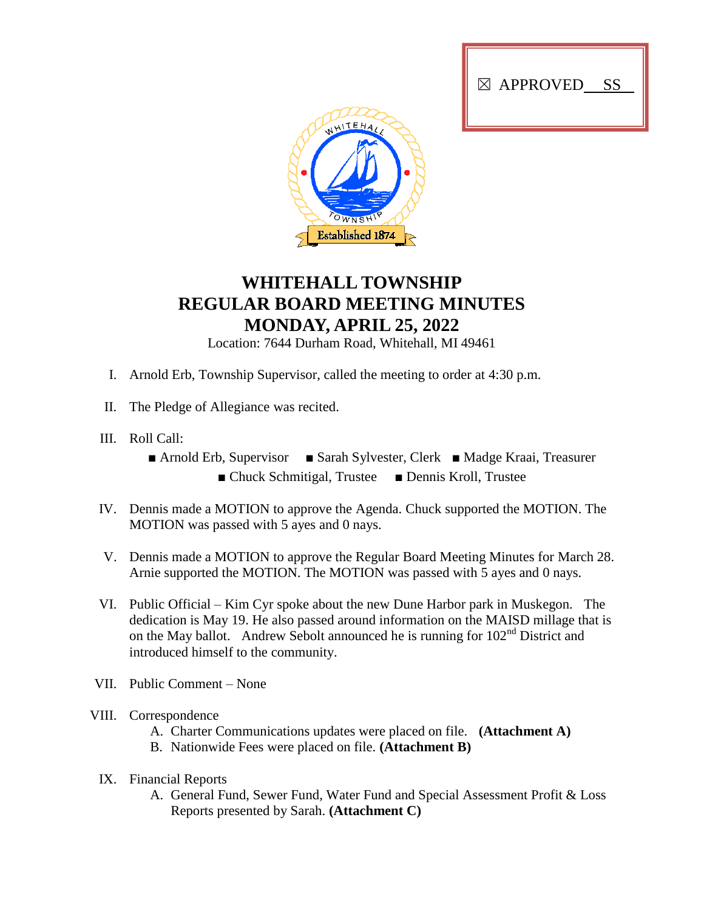☒ APPROVED SS

# WHITEHALL TOWNSHIP
# REGULAR BOARD MEETING MINUTES
# MONDAY, APRIL 25, 2022

Location: 7644 Durham Road, Whitehall, MI 49461

I. Arnold Erb, Township Supervisor, called the meeting to order at 4:30 p.m.

II. The Pledge of Allegiance was recited.

III. Roll Call:

■ Arnold Erb, Supervisor ■ Sarah Sylvester, Clerk ■ Madge Kraai, Treasurer
■ Chuck Schmitigal, Trustee ■ Dennis Kroll, Trustee

IV. Dennis made a MOTION to approve the Agenda. Chuck supported the MOTION. The MOTION was passed with 5 ayes and 0 nays.

V. Dennis made a MOTION to approve the Regular Board Meeting Minutes for March 28. Arnie supported the MOTION. The MOTION was passed with 5 ayes and 0 nays.

VI. Public Official – Kim Cyr spoke about the new Dune Harbor park in Muskegon. The dedication is May 19. He also passed around information on the MAISD millage that is on the May ballot. Andrew Sebolt announced he is running for 102nd District and introduced himself to the community.

VII. Public Comment – None

VIII. Correspondence
   A. Charter Communications updates were placed on file. **(Attachment A)**
   B. Nationwide Fees were placed on file. **(Attachment B)**

IX. Financial Reports
   A. General Fund, Sewer Fund, Water Fund and Special Assessment Profit & Loss Reports presented by Sarah. **(Attachment C)**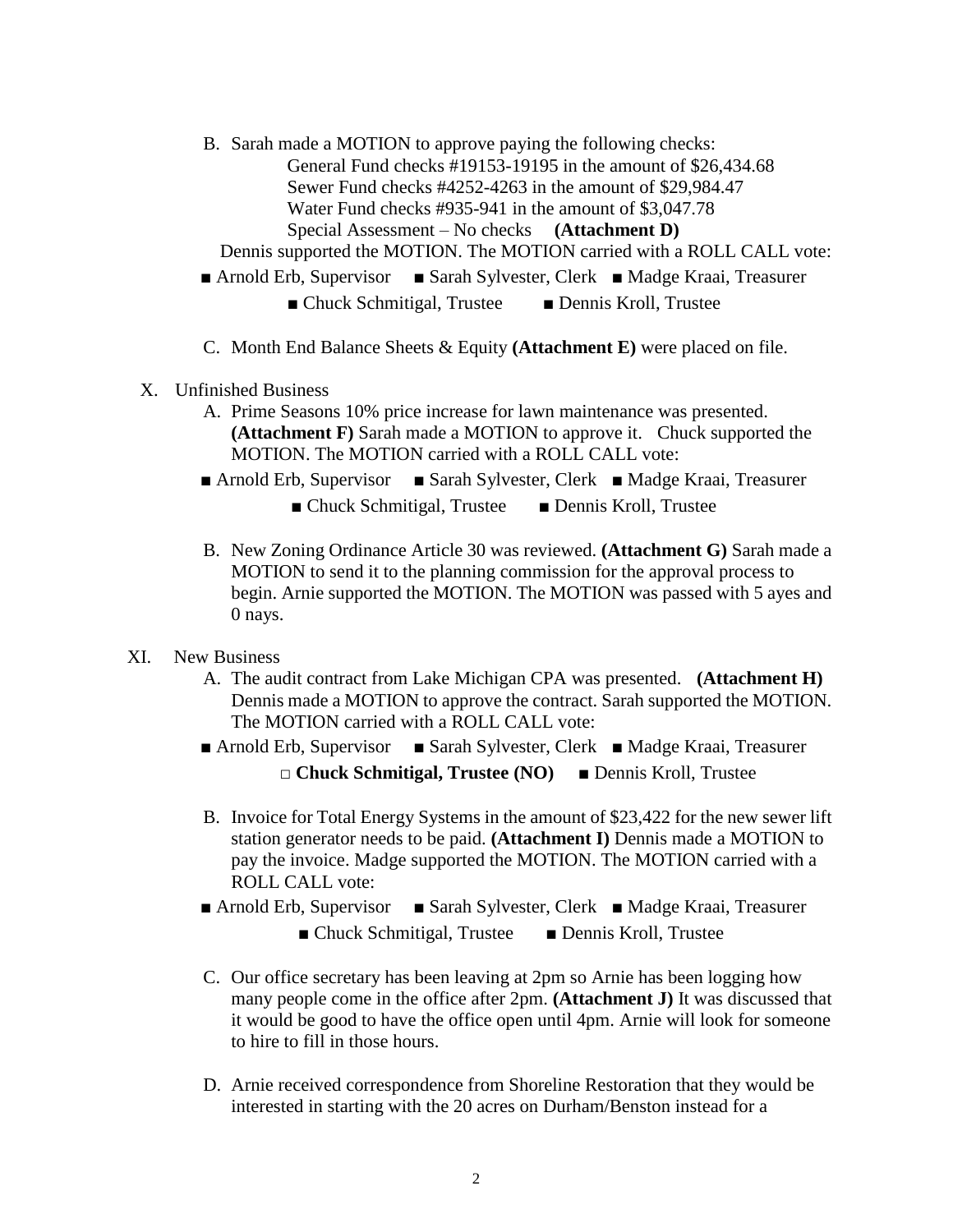B. Sarah made a MOTION to approve paying the following checks:

General Fund checks #19153-19195 in the amount of $26,434.68
Sewer Fund checks #4252-4263 in the amount of $29,984.47
Water Fund checks #935-941 in the amount of $3,047.78
Special Assessment – No checks **(Attachment D)**

Dennis supported the MOTION. The MOTION carried with a ROLL CALL vote:

■ Arnold Erb, Supervisor ■ Sarah Sylvester, Clerk ■ Madge Kraai, Treasurer
■ Chuck Schmitigal, Trustee ■ Dennis Kroll, Trustee

C. Month End Balance Sheets & Equity **(Attachment E)** were placed on file.

X. Unfinished Business

A. Prime Seasons 10% price increase for lawn maintenance was presented. **(Attachment F)** Sarah made a MOTION to approve it. Chuck supported the MOTION. The MOTION carried with a ROLL CALL vote:

■ Arnold Erb, Supervisor ■ Sarah Sylvester, Clerk ■ Madge Kraai, Treasurer
■ Chuck Schmitigal, Trustee ■ Dennis Kroll, Trustee

B. New Zoning Ordinance Article 30 was reviewed. **(Attachment G)** Sarah made a MOTION to send it to the planning commission for the approval process to begin. Arnie supported the MOTION. The MOTION was passed with 5 ayes and 0 nays.

XI. New Business

A. The audit contract from Lake Michigan CPA was presented. **(Attachment H)** Dennis made a MOTION to approve the contract. Sarah supported the MOTION. The MOTION carried with a ROLL CALL vote:

■ Arnold Erb, Supervisor ■ Sarah Sylvester, Clerk ■ Madge Kraai, Treasurer
□ **Chuck Schmitigal, Trustee (NO)** ■ Dennis Kroll, Trustee

B. Invoice for Total Energy Systems in the amount of $23,422 for the new sewer lift station generator needs to be paid. **(Attachment I)** Dennis made a MOTION to pay the invoice. Madge supported the MOTION. The MOTION carried with a ROLL CALL vote:

■ Arnold Erb, Supervisor ■ Sarah Sylvester, Clerk ■ Madge Kraai, Treasurer
■ Chuck Schmitigal, Trustee ■ Dennis Kroll, Trustee

C. Our office secretary has been leaving at 2pm so Arnie has been logging how many people come in the office after 2pm. **(Attachment J)** It was discussed that it would be good to have the office open until 4pm. Arnie will look for someone to hire to fill in those hours.

D. Arnie received correspondence from Shoreline Restoration that they would be interested in starting with the 20 acres on Durham/Benston instead for a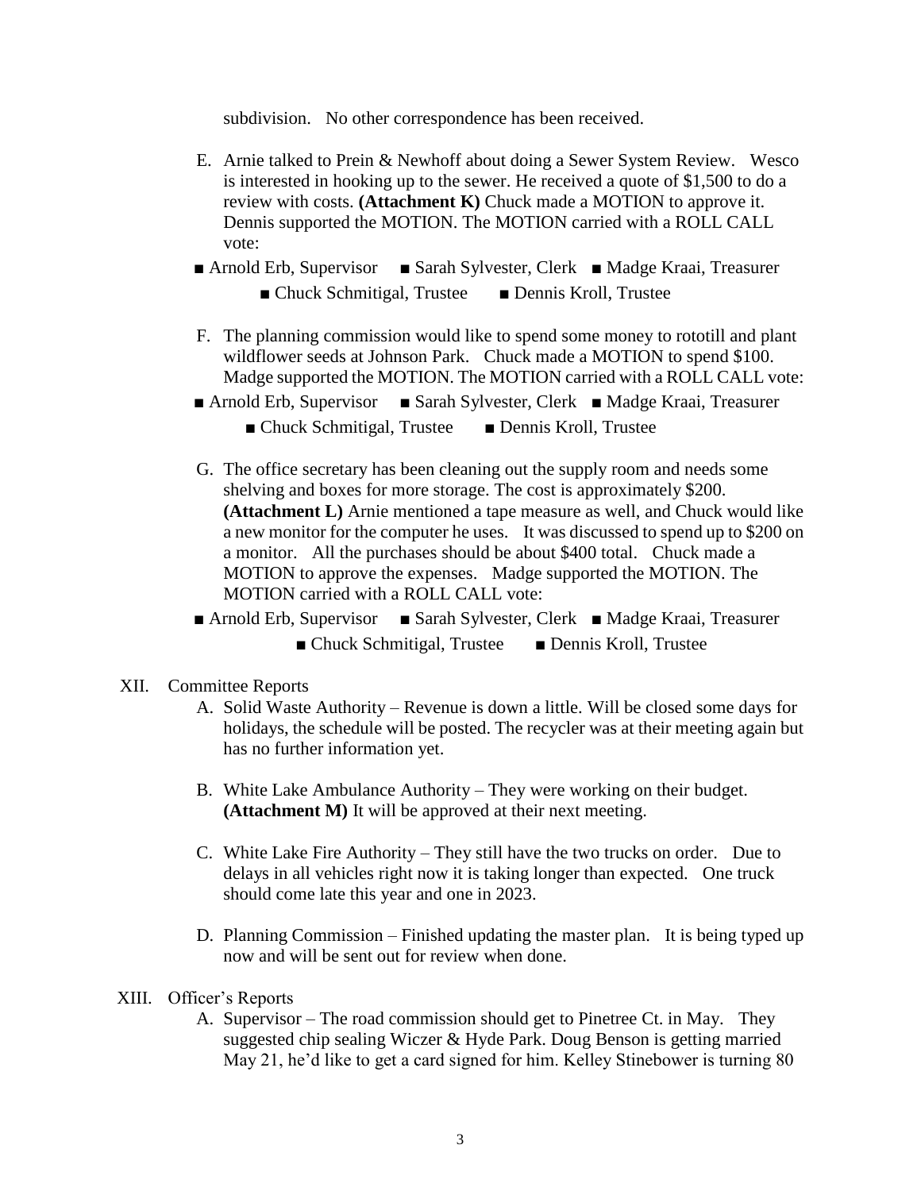subdivision. No other correspondence has been received.

E. Arnie talked to Prein & Newhoff about doing a Sewer System Review. Wesco is interested in hooking up to the sewer. He received a quote of $1,500 to do a review with costs. **(Attachment K)** Chuck made a MOTION to approve it. Dennis supported the MOTION. The MOTION carried with a ROLL CALL vote:

■ Arnold Erb, Supervisor ■ Sarah Sylvester, Clerk ■ Madge Kraai, Treasurer
■ Chuck Schmitigal, Trustee ■ Dennis Kroll, Trustee

F. The planning commission would like to spend some money to rototill and plant wildflower seeds at Johnson Park. Chuck made a MOTION to spend $100. Madge supported the MOTION. The MOTION carried with a ROLL CALL vote:

■ Arnold Erb, Supervisor ■ Sarah Sylvester, Clerk ■ Madge Kraai, Treasurer
■ Chuck Schmitigal, Trustee ■ Dennis Kroll, Trustee

G. The office secretary has been cleaning out the supply room and needs some shelving and boxes for more storage. The cost is approximately $200. **(Attachment L)** Arnie mentioned a tape measure as well, and Chuck would like a new monitor for the computer he uses. It was discussed to spend up to $200 on a monitor. All the purchases should be about $400 total. Chuck made a MOTION to approve the expenses. Madge supported the MOTION. The MOTION carried with a ROLL CALL vote:

■ Arnold Erb, Supervisor ■ Sarah Sylvester, Clerk ■ Madge Kraai, Treasurer
■ Chuck Schmitigal, Trustee ■ Dennis Kroll, Trustee

XII. Committee Reports

A. Solid Waste Authority – Revenue is down a little. Will be closed some days for holidays, the schedule will be posted. The recycler was at their meeting again but has no further information yet.

B. White Lake Ambulance Authority – They were working on their budget. **(Attachment M)** It will be approved at their next meeting.

C. White Lake Fire Authority – They still have the two trucks on order. Due to delays in all vehicles right now it is taking longer than expected. One truck should come late this year and one in 2023.

D. Planning Commission – Finished updating the master plan. It is being typed up now and will be sent out for review when done.

XIII. Officer's Reports

A. Supervisor – The road commission should get to Pinetree Ct. in May. They suggested chip sealing Wiczer & Hyde Park. Doug Benson is getting married May 21, he'd like to get a card signed for him. Kelley Stinebower is turning 80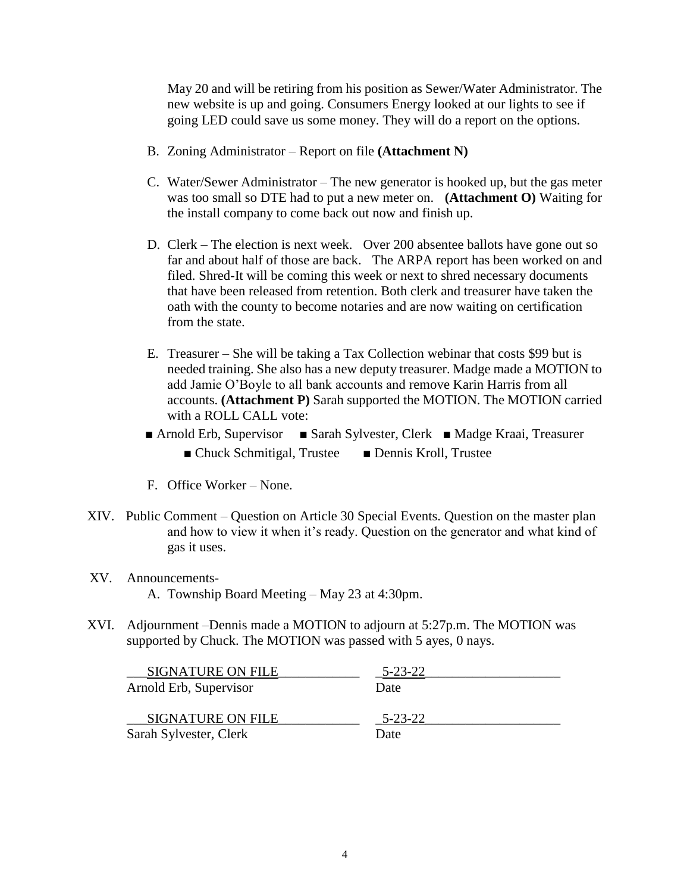May 20 and will be retiring from his position as Sewer/Water Administrator. The new website is up and going. Consumers Energy looked at our lights to see if going LED could save us some money. They will do a report on the options.

B. Zoning Administrator – Report on file **(Attachment N)**

C. Water/Sewer Administrator – The new generator is hooked up, but the gas meter was too small so DTE had to put a new meter on. **(Attachment O)** Waiting for the install company to come back out now and finish up.

D. Clerk – The election is next week. Over 200 absentee ballots have gone out so far and about half of those are back. The ARPA report has been worked on and filed. Shred-It will be coming this week or next to shred necessary documents that have been released from retention. Both clerk and treasurer have taken the oath with the county to become notaries and are now waiting on certification from the state.

E. Treasurer – She will be taking a Tax Collection webinar that costs $99 but is needed training. She also has a new deputy treasurer. Madge made a MOTION to add Jamie O'Boyle to all bank accounts and remove Karin Harris from all accounts. **(Attachment P)** Sarah supported the MOTION. The MOTION carried with a ROLL CALL vote:

■ Arnold Erb, Supervisor ■ Sarah Sylvester, Clerk ■ Madge Kraai, Treasurer
■ Chuck Schmitigal, Trustee ■ Dennis Kroll, Trustee

F. Office Worker – None.

XIV. Public Comment – Question on Article 30 Special Events. Question on the master plan and how to view it when it's ready. Question on the generator and what kind of gas it uses.

XV. Announcements-

A. Township Board Meeting – May 23 at 4:30pm.

XVI. Adjournment –Dennis made a MOTION to adjourn at 5:27p.m. The MOTION was supported by Chuck. The MOTION was passed with 5 ayes, 0 nays.

| | |
|---|---|
| SIGNATURE ON FILE | 5-23-22 |
| Arnold Erb, Supervisor | Date |
| SIGNATURE ON FILE | 5-23-22 |
| Sarah Sylvester, Clerk | Date |